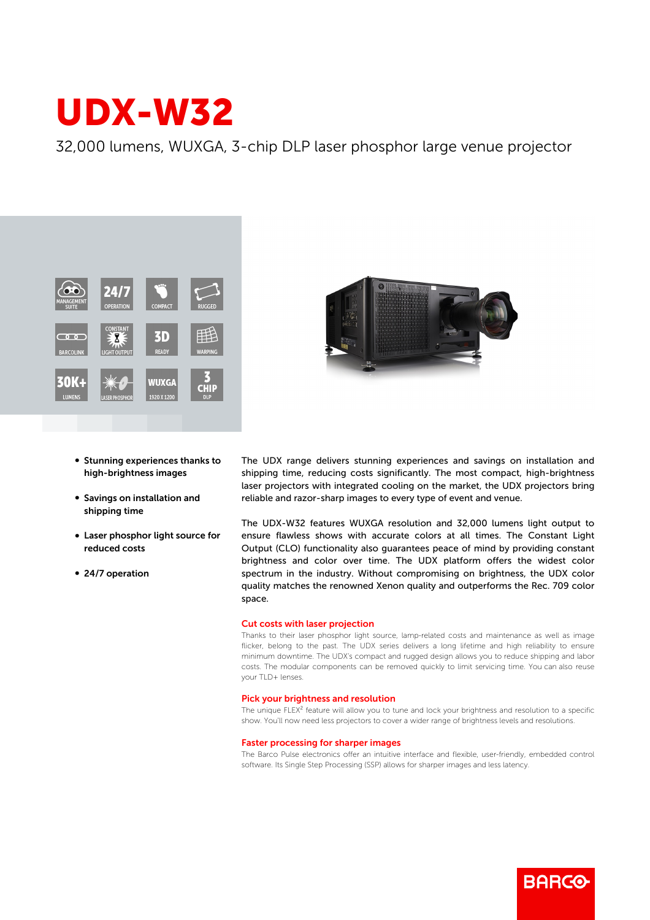# UDX-W32

32,000 lumens, WUXGA, 3-chip DLP laser phosphor large venue projector

- Stunning experiences thanks to high-brightness images
- Savings on installation and shipping time
- Laser phosphor light source for reduced costs
- 24/7 operation

The UDX range delivers stunning experiences and savings on installation and shipping time, reducing costs significantly. The most compact, high-brightness laser projectors with integrated cooling on the market, the UDX projectors bring reliable and razor-sharp images to every type of event and venue.

The UDX-W32 features WUXGA resolution and 32,000 lumens light output to ensure flawless shows with accurate colors at all times. The Constant Light Output (CLO) functionality also guarantees peace of mind by providing constant brightness and color over time. The UDX platform offers the widest color spectrum in the industry. Without compromising on brightness, the UDX color quality matches the renowned Xenon quality and outperforms the Rec. 709 color space.

### Cut costs with laser projection

Thanks to their laser phosphor light source, lamp-related costs and maintenance as well as image flicker, belong to the past. The UDX series delivers a long lifetime and high reliability to ensure minimum downtime. The UDX's compact and rugged design allows you to reduce shipping and labor costs. The modular components can be removed quickly to limit servicing time. You can also reuse your TLD+ lenses.

### Pick your brightness and resolution

The unique FLEX² feature will allow you to tune and lock your brightness and resolution to a specific show. You'll now need less projectors to cover a wider range of brightness levels and resolutions.

### Faster processing for sharper images

The Barco Pulse electronics offer an intuitive interface and flexible, user-friendly, embedded control software. Its Single Step Processing (SSP) allows for sharper images and less latency.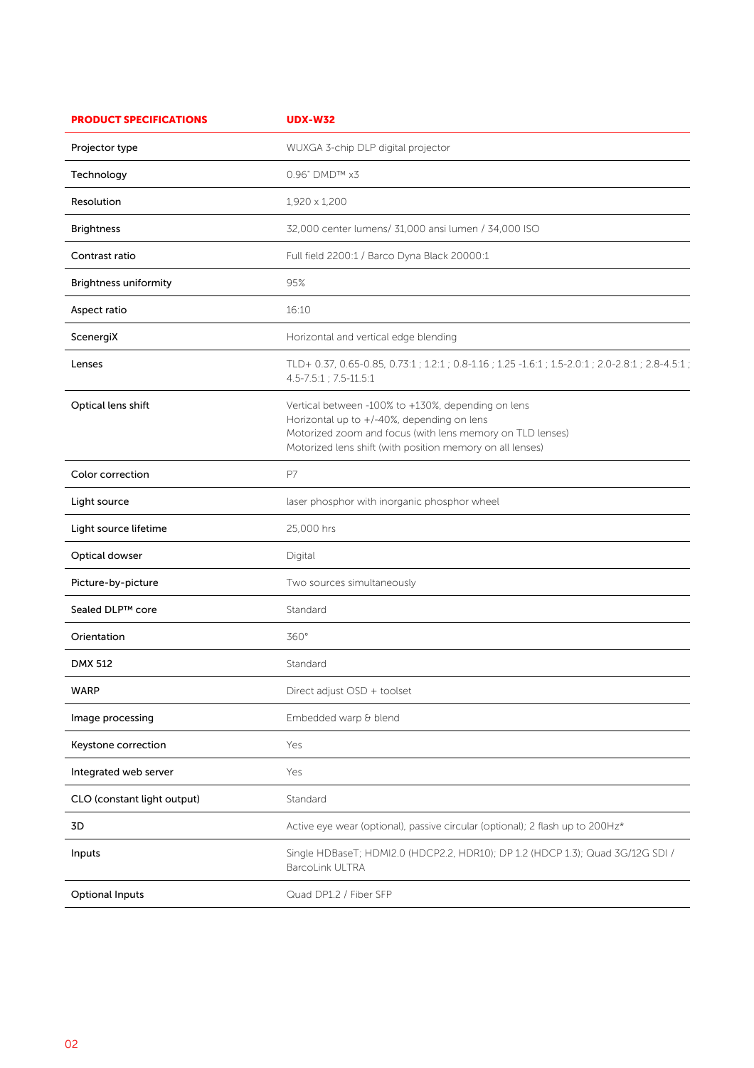| PRODUCT SPECIFICATIONS | UDX-W32 |
| --- | --- |
| Projector type | WUXGA 3-chip DLP digital projector |
| Technology | 0.96" DMD™ x3 |
| Resolution | 1,920 x 1,200 |
| Brightness | 32,000 center lumens/ 31,000 ansi lumen / 34,000 ISO |
| Contrast ratio | Full field 2200:1 / Barco Dyna Black 20000:1 |
| Brightness uniformity | 95% |
| Aspect ratio | 16:10 |
| ScenergiX | Horizontal and vertical edge blending |
| Lenses | TLD+ 0.37, 0.65-0.85, 0.73:1 ; 1.2:1 ; 0.8-1.16 ; 1.25 -1.6:1 ; 1.5-2.0:1 ; 2.0-2.8:1 ; 2.8-4.5:1 ; 4.5-7.5:1 ; 7.5-11.5:1 |
| Optical lens shift | Vertical between -100% to +130%, depending on lens<br>Horizontal up to +/-40%, depending on lens<br>Motorized zoom and focus (with lens memory on TLD lenses)<br>Motorized lens shift (with position memory on all lenses) |
| Color correction | P7 |
| Light source | laser phosphor with inorganic phosphor wheel |
| Light source lifetime | 25,000 hrs |
| Optical dowser | Digital |
| Picture-by-picture | Two sources simultaneously |
| Sealed DLP™ core | Standard |
| Orientation | 360° |
| DMX 512 | Standard |
| WARP | Direct adjust OSD + toolset |
| Image processing | Embedded warp & blend |
| Keystone correction | Yes |
| Integrated web server | Yes |
| CLO (constant light output) | Standard |
| 3D | Active eye wear (optional), passive circular (optional); 2 flash up to 200Hz* |
| Inputs | Single HDBaseT; HDMI2.0 (HDCP2.2, HDR10); DP 1.2 (HDCP 1.3); Quad 3G/12G SDI / BarcoLink ULTRA |
| Optional Inputs | Quad DP1.2 / Fiber SFP |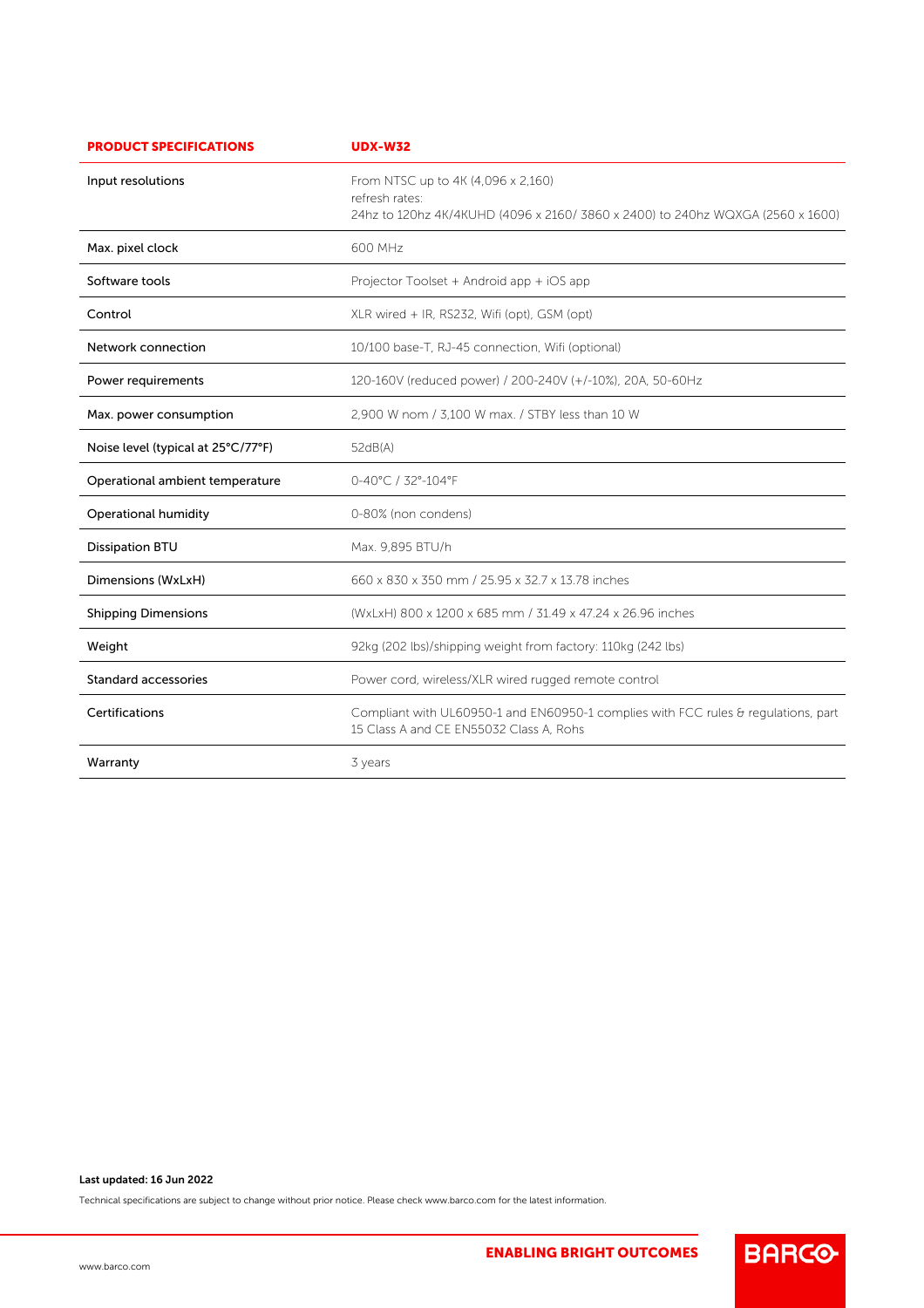| PRODUCT SPECIFICATIONS | UDX-W32 |
| --- | --- |
| Input resolutions | From NTSC up to 4K (4,096 x 2,160)<br>refresh rates:<br>24hz to 120hz 4K/4KUHD (4096 x 2160/ 3860 x 2400) to 240hz WQXGA (2560 x 1600) |
| Max. pixel clock | 600 MHz |
| Software tools | Projector Toolset + Android app + iOS app |
| Control | XLR wired + IR, RS232, Wifi (opt), GSM (opt) |
| Network connection | 10/100 base-T, RJ-45 connection, Wifi (optional) |
| Power requirements | 120-160V (reduced power) / 200-240V (+/-10%), 20A, 50-60Hz |
| Max. power consumption | 2,900 W nom / 3,100 W max. / STBY less than 10 W |
| Noise level (typical at 25°C/77°F) | 52dB(A) |
| Operational ambient temperature | 0-40°C / 32°-104°F |
| Operational humidity | 0-80% (non condens) |
| Dissipation BTU | Max. 9,895 BTU/h |
| Dimensions (WxLxH) | 660 x 830 x 350 mm / 25.95 x 32.7 x 13.78 inches |
| Shipping Dimensions | (WxLxH) 800 x 1200 x 685 mm / 31.49 x 47.24 x 26.96 inches |
| Weight | 92kg (202 lbs)/shipping weight from factory: 110kg (242 lbs) |
| Standard accessories | Power cord, wireless/XLR wired rugged remote control |
| Certifications | Compliant with UL60950-1 and EN60950-1 complies with FCC rules & regulations, part 15 Class A and CE EN55032 Class A, Rohs |
| Warranty | 3 years |

**Last updated: 16 Jun 2022**

Technical specifications are subject to change without prior notice. Please check www.barco.com for the latest information.

**ENABLING BRIGHT OUTCOMES**

www.barco.com